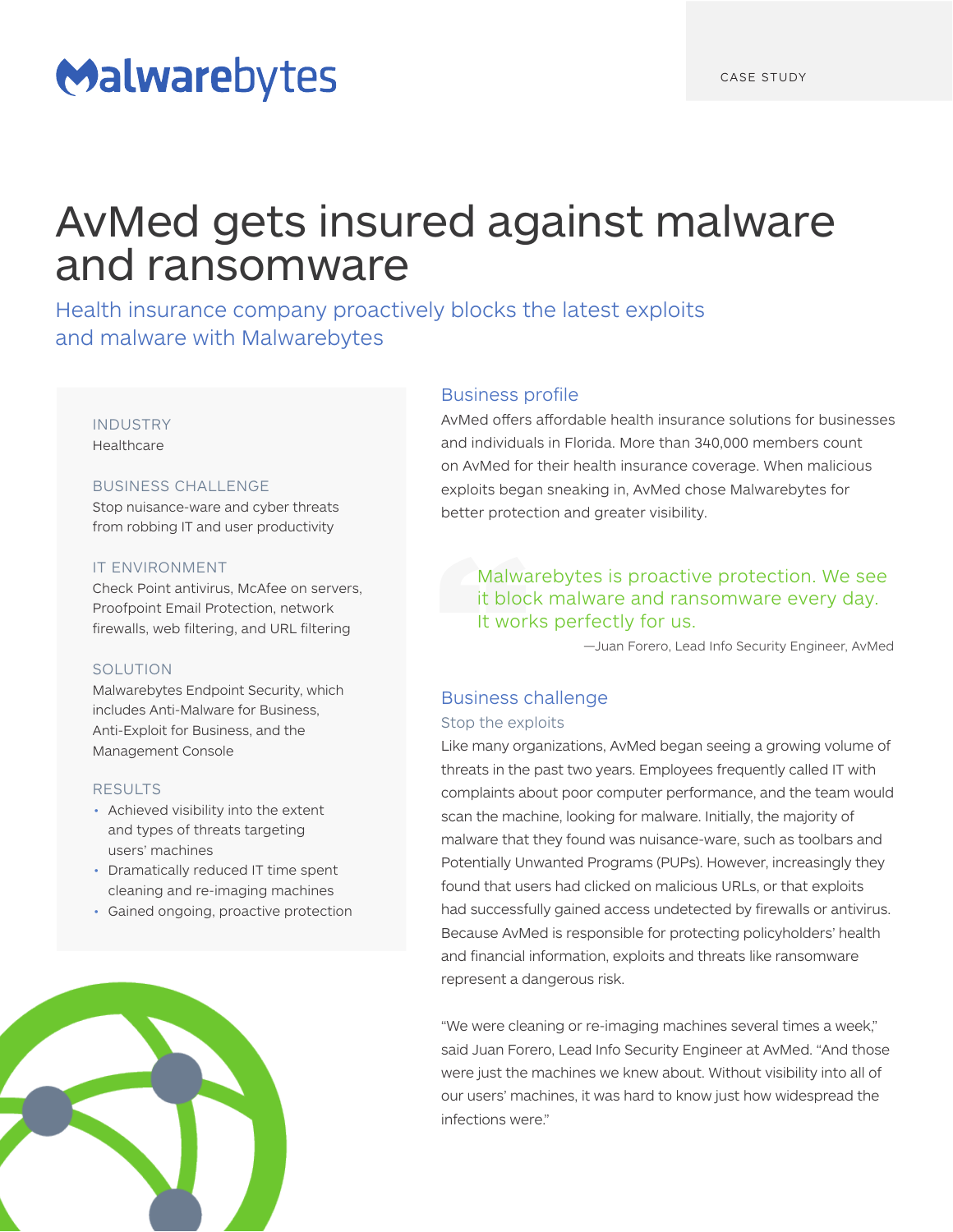Malwarebytes

CASE STUDY

# AvMed gets insured against malware and ransomware

## Health insurance company proactively blocks the latest exploits and malware with Malwarebytes

**INDUSTRY**
Healthcare

**BUSINESS CHALLENGE**
Stop nuisance-ware and cyber threats from robbing IT and user productivity

**IT ENVIRONMENT**
Check Point antivirus, McAfee on servers, Proofpoint Email Protection, network firewalls, web filtering, and URL filtering

**SOLUTION**
Malwarebytes Endpoint Security, which includes Anti-Malware for Business, Anti-Exploit for Business, and the Management Console

**RESULTS**

- Achieved visibility into the extent and types of threats targeting users' machines
- Dramatically reduced IT time spent cleaning and re-imaging machines
- Gained ongoing, proactive protection

## Business profile

AvMed offers affordable health insurance solutions for businesses and individuals in Florida. More than 340,000 members count on AvMed for their health insurance coverage. When malicious exploits began sneaking in, AvMed chose Malwarebytes for better protection and greater visibility.

> Malwarebytes is proactive protection. We see it block malware and ransomware every day. It works perfectly for us.
>
> —Juan Forero, Lead Info Security Engineer, AvMed

## Business challenge

### Stop the exploits

Like many organizations, AvMed began seeing a growing volume of threats in the past two years. Employees frequently called IT with complaints about poor computer performance, and the team would scan the machine, looking for malware. Initially, the majority of malware that they found was nuisance-ware, such as toolbars and Potentially Unwanted Programs (PUPs). However, increasingly they found that users had clicked on malicious URLs, or that exploits had successfully gained access undetected by firewalls or antivirus. Because AvMed is responsible for protecting policyholders' health and financial information, exploits and threats like ransomware represent a dangerous risk.

"We were cleaning or re-imaging machines several times a week," said Juan Forero, Lead Info Security Engineer at AvMed. "And those were just the machines we knew about. Without visibility into all of our users' machines, it was hard to know just how widespread the infections were."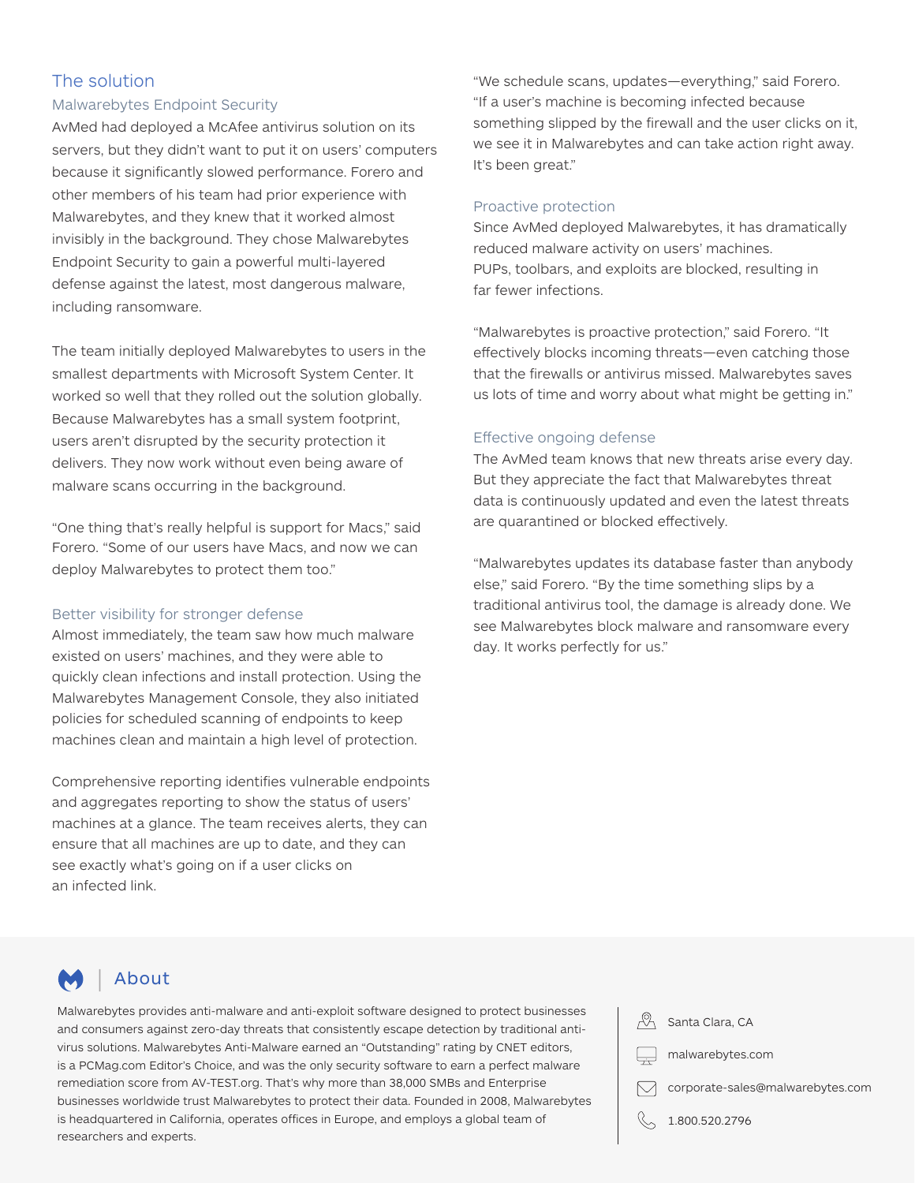## The solution

### Malwarebytes Endpoint Security

AvMed had deployed a McAfee antivirus solution on its servers, but they didn't want to put it on users' computers because it significantly slowed performance. Forero and other members of his team had prior experience with Malwarebytes, and they knew that it worked almost invisibly in the background. They chose Malwarebytes Endpoint Security to gain a powerful multi-layered defense against the latest, most dangerous malware, including ransomware.

The team initially deployed Malwarebytes to users in the smallest departments with Microsoft System Center. It worked so well that they rolled out the solution globally. Because Malwarebytes has a small system footprint, users aren't disrupted by the security protection it delivers. They now work without even being aware of malware scans occurring in the background.

"One thing that's really helpful is support for Macs," said Forero. "Some of our users have Macs, and now we can deploy Malwarebytes to protect them too."

### Better visibility for stronger defense

Almost immediately, the team saw how much malware existed on users' machines, and they were able to quickly clean infections and install protection. Using the Malwarebytes Management Console, they also initiated policies for scheduled scanning of endpoints to keep machines clean and maintain a high level of protection.

Comprehensive reporting identifies vulnerable endpoints and aggregates reporting to show the status of users' machines at a glance. The team receives alerts, they can ensure that all machines are up to date, and they can see exactly what's going on if a user clicks on an infected link.

"We schedule scans, updates—everything," said Forero. "If a user's machine is becoming infected because something slipped by the firewall and the user clicks on it, we see it in Malwarebytes and can take action right away. It's been great."

### Proactive protection

Since AvMed deployed Malwarebytes, it has dramatically reduced malware activity on users' machines. PUPs, toolbars, and exploits are blocked, resulting in far fewer infections.

"Malwarebytes is proactive protection," said Forero. "It effectively blocks incoming threats—even catching those that the firewalls or antivirus missed. Malwarebytes saves us lots of time and worry about what might be getting in."

### Effective ongoing defense

The AvMed team knows that new threats arise every day. But they appreciate the fact that Malwarebytes threat data is continuously updated and even the latest threats are quarantined or blocked effectively.

"Malwarebytes updates its database faster than anybody else," said Forero. "By the time something slips by a traditional antivirus tool, the damage is already done. We see Malwarebytes block malware and ransomware every day. It works perfectly for us."

## About

Malwarebytes provides anti-malware and anti-exploit software designed to protect businesses and consumers against zero-day threats that consistently escape detection by traditional anti-virus solutions. Malwarebytes Anti-Malware earned an "Outstanding" rating by CNET editors, is a PCMag.com Editor's Choice, and was the only security software to earn a perfect malware remediation score from AV-TEST.org. That's why more than 38,000 SMBs and Enterprise businesses worldwide trust Malwarebytes to protect their data. Founded in 2008, Malwarebytes is headquartered in California, operates offices in Europe, and employs a global team of researchers and experts.

Santa Clara, CA

malwarebytes.com

corporate-sales@malwarebytes.com

1.800.520.2796